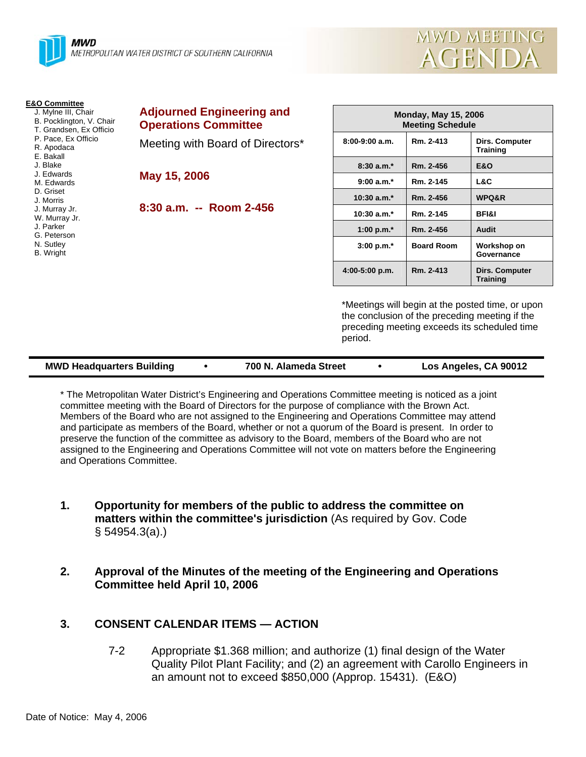MWD
METROPOLITAN WATER DISTRICT OF SOUTHERN CALIFORNIA

# MWD MEETING AGENDA

**E&O Committee**
- J. Mylne III, Chair
- B. Pocklington, V. Chair
- T. Grandsen, Ex Officio
- P. Pace, Ex Officio
- R. Apodaca
- E. Bakall
- J. Blake
- J. Edwards
- M. Edwards
- D. Griset
- J. Morris
- J. Murray Jr.
- W. Murray Jr.
- J. Parker
- G. Peterson
- N. Sutley
- B. Wright

## Adjourned Engineering and Operations Committee

Meeting with Board of Directors*

**May 15, 2006**

**8:30 a.m. -- Room 2-456**

| Monday, May 15, 2006 Meeting Schedule | | |
|---|---|---|
| 8:00-9:00 a.m. | Rm. 2-413 | Dirs. Computer Training |
| 8:30 a.m.* | Rm. 2-456 | E&O |
| 9:00 a.m.* | Rm. 2-145 | L&C |
| 10:30 a.m.* | Rm. 2-456 | WPQ&R |
| 10:30 a.m.* | Rm. 2-145 | BFI&I |
| 1:00 p.m.* | Rm. 2-456 | Audit |
| 3:00 p.m.* | Board Room | Workshop on Governance |
| 4:00-5:00 p.m. | Rm. 2-413 | Dirs. Computer Training |

*Meetings will begin at the posted time, or upon the conclusion of the preceding meeting if the preceding meeting exceeds its scheduled time period.

**MWD Headquarters Building • 700 N. Alameda Street • Los Angeles, CA 90012**

* The Metropolitan Water District's Engineering and Operations Committee meeting is noticed as a joint committee meeting with the Board of Directors for the purpose of compliance with the Brown Act. Members of the Board who are not assigned to the Engineering and Operations Committee may attend and participate as members of the Board, whether or not a quorum of the Board is present. In order to preserve the function of the committee as advisory to the Board, members of the Board who are not assigned to the Engineering and Operations Committee will not vote on matters before the Engineering and Operations Committee.

1. **Opportunity for members of the public to address the committee on matters within the committee's jurisdiction** (As required by Gov. Code § 54954.3(a).)

2. **Approval of the Minutes of the meeting of the Engineering and Operations Committee held April 10, 2006**

3. **CONSENT CALENDAR ITEMS — ACTION**

   7-2 Appropriate $1.368 million; and authorize (1) final design of the Water Quality Pilot Plant Facility; and (2) an agreement with Carollo Engineers in an amount not to exceed $850,000 (Approp. 15431). (E&O)

Date of Notice: May 4, 2006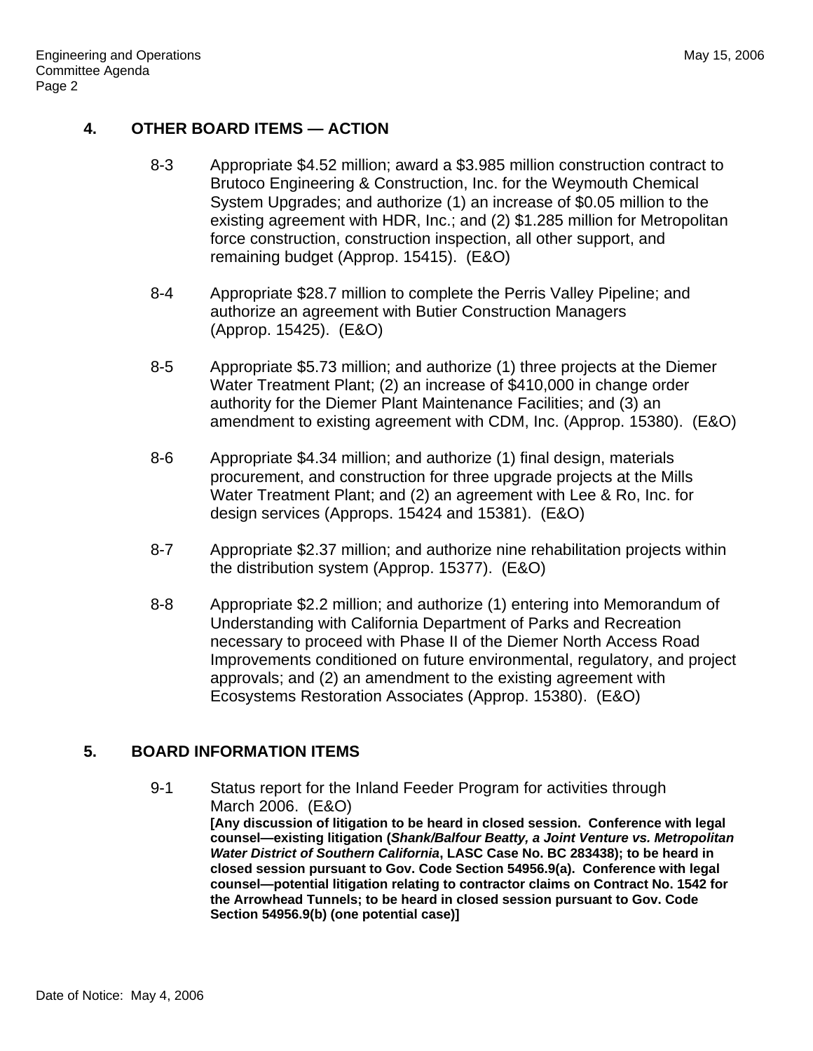## 4. OTHER BOARD ITEMS — ACTION

8-3 Appropriate $4.52 million; award a $3.985 million construction contract to Brutoco Engineering & Construction, Inc. for the Weymouth Chemical System Upgrades; and authorize (1) an increase of $0.05 million to the existing agreement with HDR, Inc.; and (2) $1.285 million for Metropolitan force construction, construction inspection, all other support, and remaining budget (Approp. 15415). (E&O)

8-4 Appropriate $28.7 million to complete the Perris Valley Pipeline; and authorize an agreement with Butier Construction Managers (Approp. 15425). (E&O)

8-5 Appropriate $5.73 million; and authorize (1) three projects at the Diemer Water Treatment Plant; (2) an increase of $410,000 in change order authority for the Diemer Plant Maintenance Facilities; and (3) an amendment to existing agreement with CDM, Inc. (Approp. 15380). (E&O)

8-6 Appropriate $4.34 million; and authorize (1) final design, materials procurement, and construction for three upgrade projects at the Mills Water Treatment Plant; and (2) an agreement with Lee & Ro, Inc. for design services (Approps. 15424 and 15381). (E&O)

8-7 Appropriate $2.37 million; and authorize nine rehabilitation projects within the distribution system (Approp. 15377). (E&O)

8-8 Appropriate $2.2 million; and authorize (1) entering into Memorandum of Understanding with California Department of Parks and Recreation necessary to proceed with Phase II of the Diemer North Access Road Improvements conditioned on future environmental, regulatory, and project approvals; and (2) an amendment to the existing agreement with Ecosystems Restoration Associates (Approp. 15380). (E&O)

## 5. BOARD INFORMATION ITEMS

9-1 Status report for the Inland Feeder Program for activities through March 2006. (E&O)
**[Any discussion of litigation to be heard in closed session. Conference with legal counsel—existing litigation (*Shank/Balfour Beatty, a Joint Venture vs. Metropolitan Water District of Southern California*, LASC Case No. BC 283438); to be heard in closed session pursuant to Gov. Code Section 54956.9(a). Conference with legal counsel—potential litigation relating to contractor claims on Contract No. 1542 for the Arrowhead Tunnels; to be heard in closed session pursuant to Gov. Code Section 54956.9(b) (one potential case)]**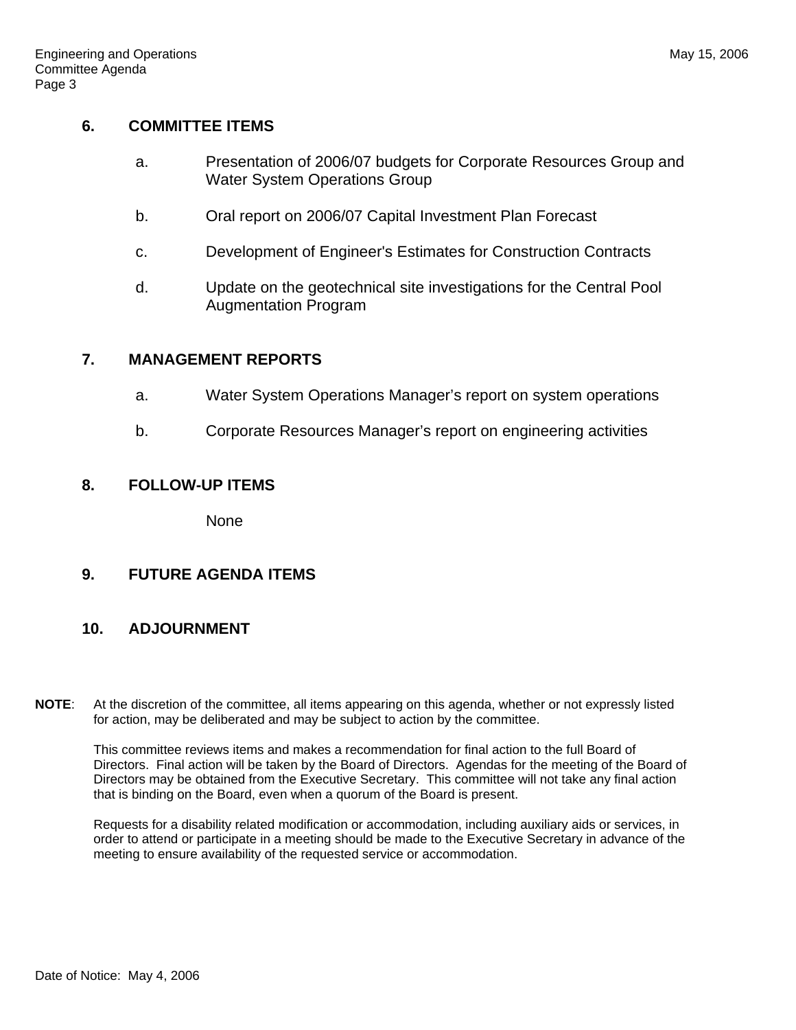## 6. COMMITTEE ITEMS

a. Presentation of 2006/07 budgets for Corporate Resources Group and Water System Operations Group

b. Oral report on 2006/07 Capital Investment Plan Forecast

c. Development of Engineer's Estimates for Construction Contracts

d. Update on the geotechnical site investigations for the Central Pool Augmentation Program

## 7. MANAGEMENT REPORTS

a. Water System Operations Manager's report on system operations

b. Corporate Resources Manager's report on engineering activities

## 8. FOLLOW-UP ITEMS

None

## 9. FUTURE AGENDA ITEMS

## 10. ADJOURNMENT

**NOTE**: At the discretion of the committee, all items appearing on this agenda, whether or not expressly listed for action, may be deliberated and may be subject to action by the committee.

This committee reviews items and makes a recommendation for final action to the full Board of Directors. Final action will be taken by the Board of Directors. Agendas for the meeting of the Board of Directors may be obtained from the Executive Secretary. This committee will not take any final action that is binding on the Board, even when a quorum of the Board is present.

Requests for a disability related modification or accommodation, including auxiliary aids or services, in order to attend or participate in a meeting should be made to the Executive Secretary in advance of the meeting to ensure availability of the requested service or accommodation.

Date of Notice: May 4, 2006